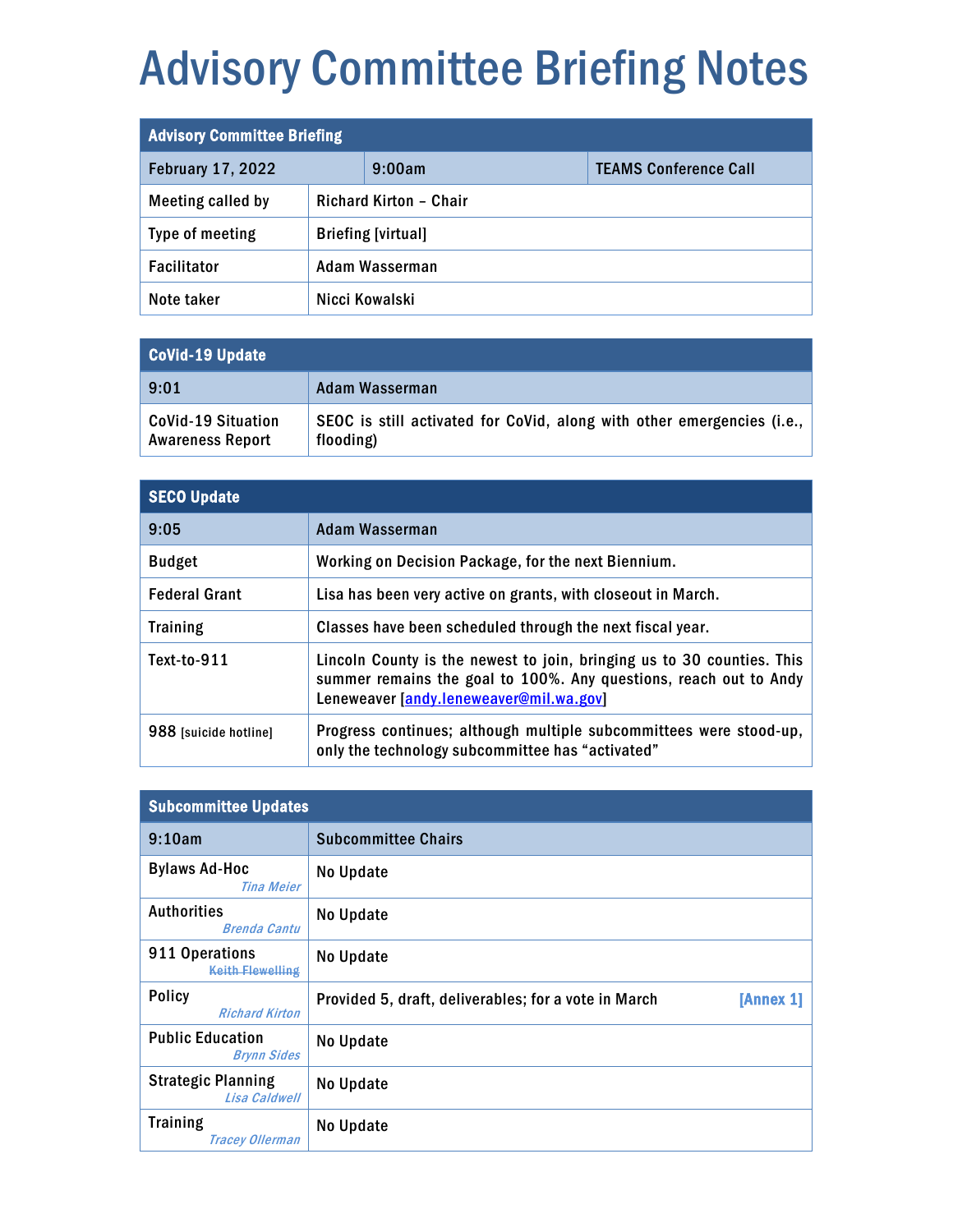# Advisory Committee Briefing Notes

| Advisory Committee Briefing | | |
|---|---|---|
| February 17, 2022 | 9:00am | TEAMS Conference Call |
| Meeting called by | Richard Kirton – Chair | |
| Type of meeting | Briefing [virtual] | |
| Facilitator | Adam Wasserman | |
| Note taker | Nicci Kowalski | |

| CoVid-19 Update | |
|---|---|
| 9:01 | Adam Wasserman |
| CoVid-19 Situation Awareness Report | SEOC is still activated for CoVid, along with other emergencies (i.e., flooding) |

| SECO Update | |
|---|---|
| 9:05 | Adam Wasserman |
| Budget | Working on Decision Package, for the next Biennium. |
| Federal Grant | Lisa has been very active on grants, with closeout in March. |
| Training | Classes have been scheduled through the next fiscal year. |
| Text-to-911 | Lincoln County is the newest to join, bringing us to 30 counties. This summer remains the goal to 100%. Any questions, reach out to Andy Leneweaver [andy.leneweaver@mil.wa.gov] |
| 988 [suicide hotline] | Progress continues; although multiple subcommittees were stood-up, only the technology subcommittee has "activated" |

| Subcommittee Updates | |
|---|---|
| 9:10am | Subcommittee Chairs |
| Bylaws Ad-Hoc *Tina Meier* | No Update |
| Authorities *Brenda Cantu* | No Update |
| 911 Operations ~~*Keith Flewelling*~~ | No Update |
| Policy *Richard Kirton* | Provided 5, draft, deliverables; for a vote in March [Annex 1] |
| Public Education *Brynn Sides* | No Update |
| Strategic Planning *Lisa Caldwell* | No Update |
| Training *Tracey Ollerman* | No Update |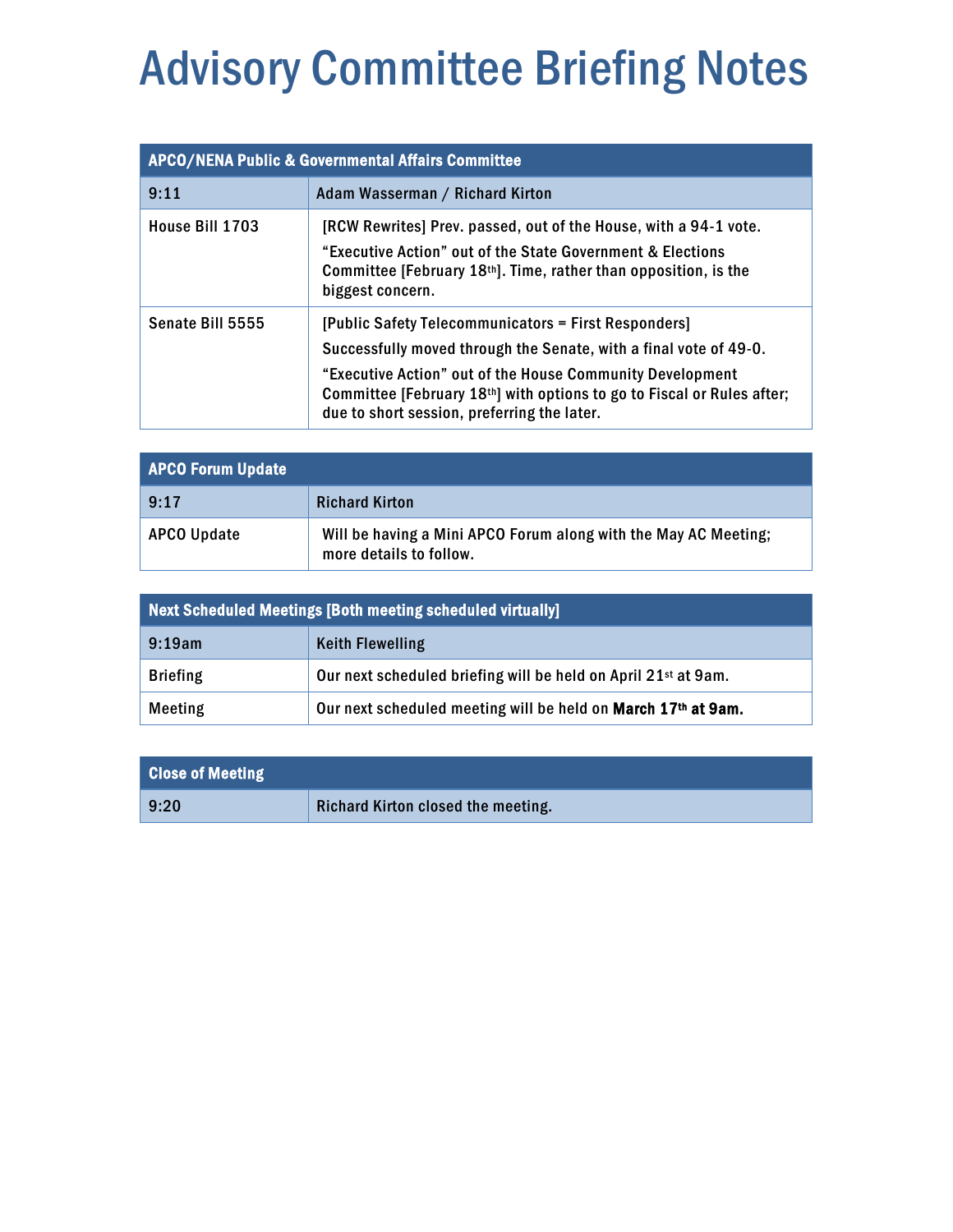# Advisory Committee Briefing Notes

| APCO/NENA Public & Governmental Affairs Committee | |
|---|---|
| **9:11** | **Adam Wasserman / Richard Kirton** |
| House Bill 1703 | [RCW Rewrites] Prev. passed, out of the House, with a 94-1 vote.<br>"Executive Action" out of the State Government & Elections Committee [February 18th]. Time, rather than opposition, is the biggest concern. |
| Senate Bill 5555 | [Public Safety Telecommunicators = First Responders]<br>Successfully moved through the Senate, with a final vote of 49-0.<br>"Executive Action" out of the House Community Development Committee [February 18th] with options to go to Fiscal or Rules after; due to short session, preferring the later. |

| APCO Forum Update | |
|---|---|
| **9:17** | **Richard Kirton** |
| APCO Update | Will be having a Mini APCO Forum along with the May AC Meeting; more details to follow. |

| Next Scheduled Meetings [Both meeting scheduled virtually] | |
|---|---|
| **9:19am** | **Keith Flewelling** |
| Briefing | Our next scheduled briefing will be held on April 21st at 9am. |
| Meeting | Our next scheduled meeting will be held on **March 17th at 9am.** |

| Close of Meeting | |
|---|---|
| 9:20 | Richard Kirton closed the meeting. |